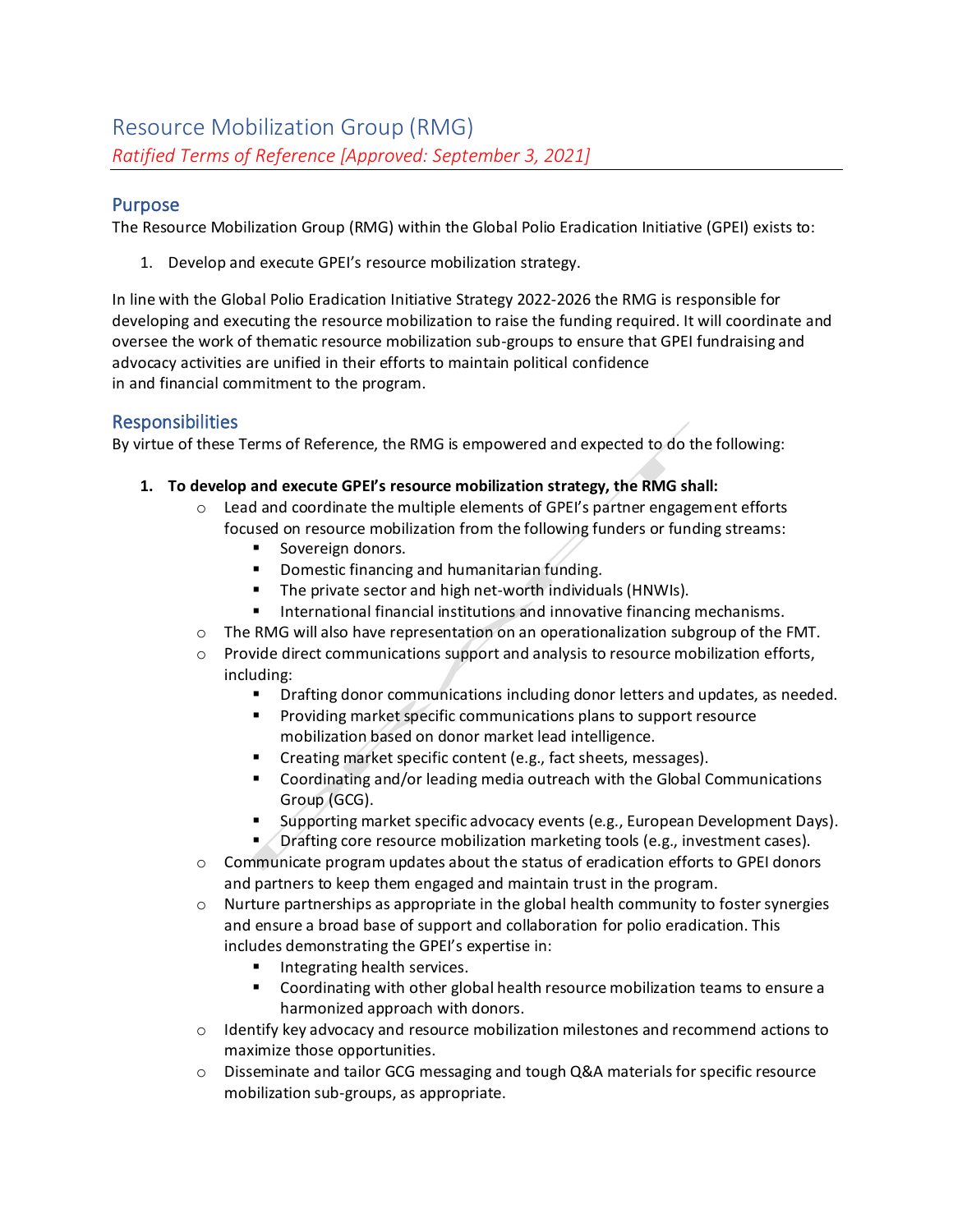# Resource Mobilization Group (RMG)

*Ratified Terms of Reference [Approved: September 3, 2021]*

## Purpose

The Resource Mobilization Group (RMG) within the Global Polio Eradication Initiative (GPEI) exists to:

1. Develop and execute GPEI's resource mobilization strategy.

In line with the Global Polio Eradication Initiative Strategy 2022-2026 the RMG is responsible for developing and executing the resource mobilization to raise the funding required. It will coordinate and oversee the work of thematic resource mobilization sub-groups to ensure that GPEI fundraising and advocacy activities are unified in their efforts to maintain political confidence in and financial commitment to the program.

## Responsibilities

By virtue of these Terms of Reference, the RMG is empowered and expected to do the following:

1. **To develop and execute GPEI's resource mobilization strategy, the RMG shall:**
   - Lead and coordinate the multiple elements of GPEI's partner engagement efforts focused on resource mobilization from the following funders or funding streams:
     - Sovereign donors.
     - Domestic financing and humanitarian funding.
     - The private sector and high net-worth individuals (HNWIs).
     - International financial institutions and innovative financing mechanisms.
   - The RMG will also have representation on an operationalization subgroup of the FMT.
   - Provide direct communications support and analysis to resource mobilization efforts, including:
     - Drafting donor communications including donor letters and updates, as needed.
     - Providing market specific communications plans to support resource mobilization based on donor market lead intelligence.
     - Creating market specific content (e.g., fact sheets, messages).
     - Coordinating and/or leading media outreach with the Global Communications Group (GCG).
     - Supporting market specific advocacy events (e.g., European Development Days).
     - Drafting core resource mobilization marketing tools (e.g., investment cases).
   - Communicate program updates about the status of eradication efforts to GPEI donors and partners to keep them engaged and maintain trust in the program.
   - Nurture partnerships as appropriate in the global health community to foster synergies and ensure a broad base of support and collaboration for polio eradication. This includes demonstrating the GPEI's expertise in:
     - Integrating health services.
     - Coordinating with other global health resource mobilization teams to ensure a harmonized approach with donors.
   - Identify key advocacy and resource mobilization milestones and recommend actions to maximize those opportunities.
   - Disseminate and tailor GCG messaging and tough Q&A materials for specific resource mobilization sub-groups, as appropriate.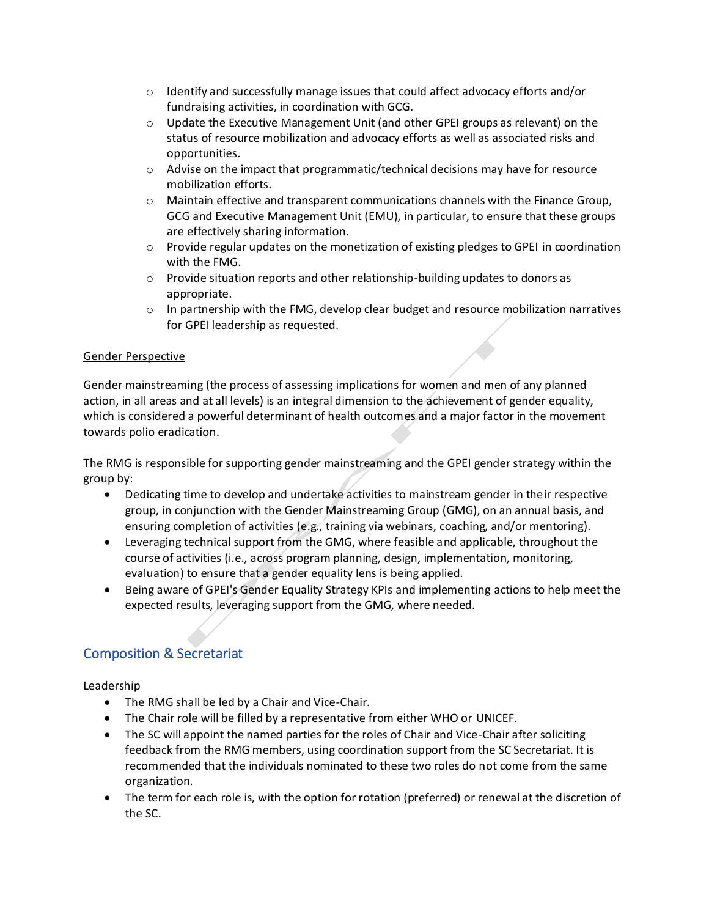- Identify and successfully manage issues that could affect advocacy efforts and/or fundraising activities, in coordination with GCG.
- Update the Executive Management Unit (and other GPEI groups as relevant) on the status of resource mobilization and advocacy efforts as well as associated risks and opportunities.
- Advise on the impact that programmatic/technical decisions may have for resource mobilization efforts.
- Maintain effective and transparent communications channels with the Finance Group, GCG and Executive Management Unit (EMU), in particular, to ensure that these groups are effectively sharing information.
- Provide regular updates on the monetization of existing pledges to GPEI in coordination with the FMG.
- Provide situation reports and other relationship-building updates to donors as appropriate.
- In partnership with the FMG, develop clear budget and resource mobilization narratives for GPEI leadership as requested.

<u>Gender Perspective</u>

Gender mainstreaming (the process of assessing implications for women and men of any planned action, in all areas and at all levels) is an integral dimension to the achievement of gender equality, which is considered a powerful determinant of health outcomes and a major factor in the movement towards polio eradication.

The RMG is responsible for supporting gender mainstreaming and the GPEI gender strategy within the group by:

- Dedicating time to develop and undertake activities to mainstream gender in their respective group, in conjunction with the Gender Mainstreaming Group (GMG), on an annual basis, and ensuring completion of activities (e.g., training via webinars, coaching, and/or mentoring).
- Leveraging technical support from the GMG, where feasible and applicable, throughout the course of activities (i.e., across program planning, design, implementation, monitoring, evaluation) to ensure that a gender equality lens is being applied.
- Being aware of GPEI's Gender Equality Strategy KPIs and implementing actions to help meet the expected results, leveraging support from the GMG, where needed.

## Composition & Secretariat

<u>Leadership</u>

- The RMG shall be led by a Chair and Vice-Chair.
- The Chair role will be filled by a representative from either WHO or UNICEF.
- The SC will appoint the named parties for the roles of Chair and Vice-Chair after soliciting feedback from the RMG members, using coordination support from the SC Secretariat. It is recommended that the individuals nominated to these two roles do not come from the same organization.
- The term for each role is, with the option for rotation (preferred) or renewal at the discretion of the SC.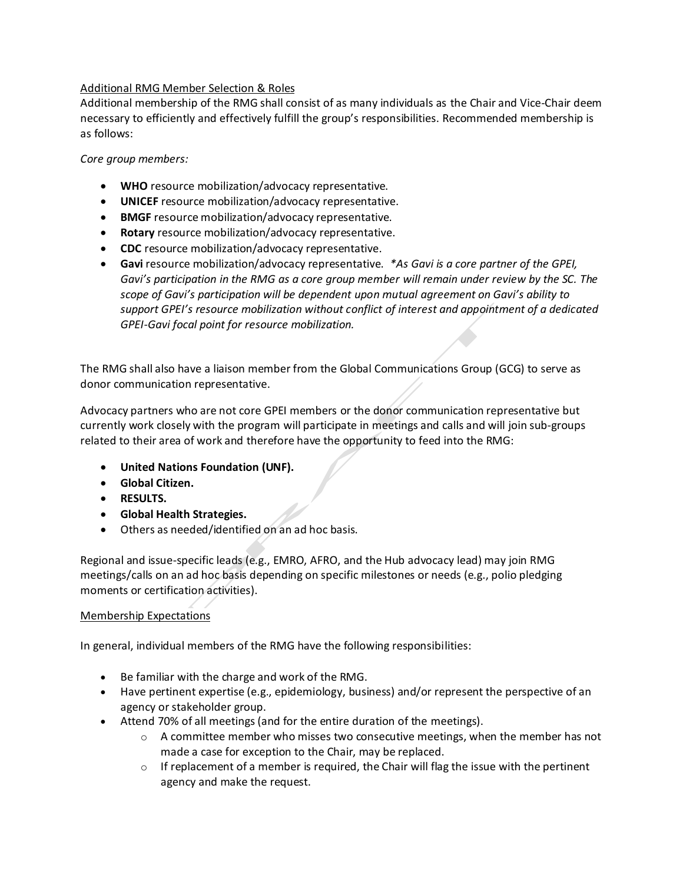Additional RMG Member Selection & Roles

Additional membership of the RMG shall consist of as many individuals as the Chair and Vice-Chair deem necessary to efficiently and effectively fulfill the group's responsibilities. Recommended membership is as follows:

*Core group members:*

- **WHO** resource mobilization/advocacy representative.
- **UNICEF** resource mobilization/advocacy representative.
- **BMGF** resource mobilization/advocacy representative.
- **Rotary** resource mobilization/advocacy representative.
- **CDC** resource mobilization/advocacy representative.
- **Gavi** resource mobilization/advocacy representative. *\*As Gavi is a core partner of the GPEI, Gavi's participation in the RMG as a core group member will remain under review by the SC. The scope of Gavi's participation will be dependent upon mutual agreement on Gavi's ability to support GPEI's resource mobilization without conflict of interest and appointment of a dedicated GPEI-Gavi focal point for resource mobilization.*

The RMG shall also have a liaison member from the Global Communications Group (GCG) to serve as donor communication representative.

Advocacy partners who are not core GPEI members or the donor communication representative but currently work closely with the program will participate in meetings and calls and will join sub-groups related to their area of work and therefore have the opportunity to feed into the RMG:

- **United Nations Foundation (UNF).**
- **Global Citizen.**
- **RESULTS.**
- **Global Health Strategies.**
- Others as needed/identified on an ad hoc basis.

Regional and issue-specific leads (e.g., EMRO, AFRO, and the Hub advocacy lead) may join RMG meetings/calls on an ad hoc basis depending on specific milestones or needs (e.g., polio pledging moments or certification activities).

Membership Expectations

In general, individual members of the RMG have the following responsibilities:

- Be familiar with the charge and work of the RMG.
- Have pertinent expertise (e.g., epidemiology, business) and/or represent the perspective of an agency or stakeholder group.
- Attend 70% of all meetings (and for the entire duration of the meetings).
    - A committee member who misses two consecutive meetings, when the member has not made a case for exception to the Chair, may be replaced.
    - If replacement of a member is required, the Chair will flag the issue with the pertinent agency and make the request.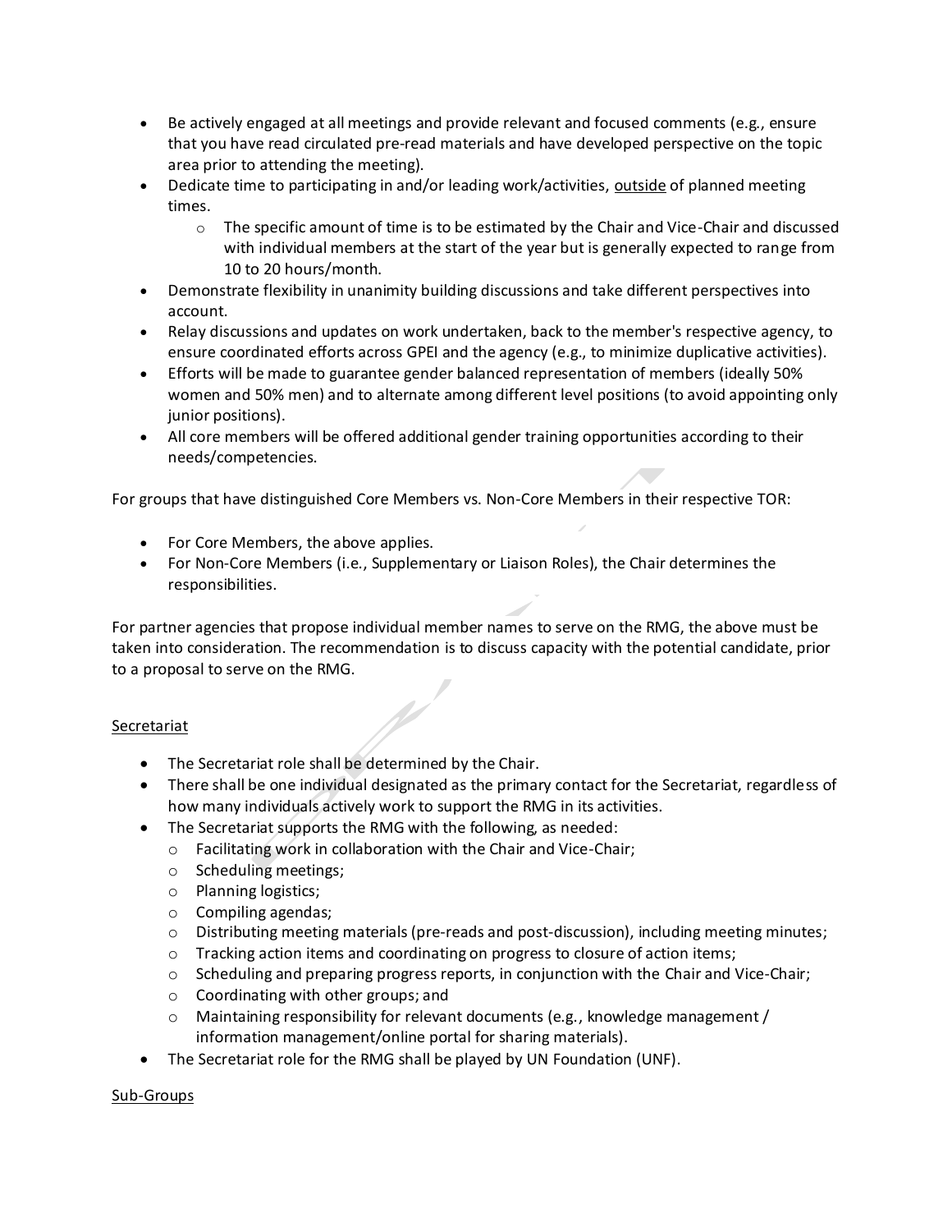- Be actively engaged at all meetings and provide relevant and focused comments (e.g., ensure that you have read circulated pre-read materials and have developed perspective on the topic area prior to attending the meeting).
- Dedicate time to participating in and/or leading work/activities, <u>outside</u> of planned meeting times.
  - The specific amount of time is to be estimated by the Chair and Vice-Chair and discussed with individual members at the start of the year but is generally expected to range from 10 to 20 hours/month.
- Demonstrate flexibility in unanimity building discussions and take different perspectives into account.
- Relay discussions and updates on work undertaken, back to the member's respective agency, to ensure coordinated efforts across GPEI and the agency (e.g., to minimize duplicative activities).
- Efforts will be made to guarantee gender balanced representation of members (ideally 50% women and 50% men) and to alternate among different level positions (to avoid appointing only junior positions).
- All core members will be offered additional gender training opportunities according to their needs/competencies.

For groups that have distinguished Core Members vs. Non-Core Members in their respective TOR:

- For Core Members, the above applies.
- For Non-Core Members (i.e., Supplementary or Liaison Roles), the Chair determines the responsibilities.

For partner agencies that propose individual member names to serve on the RMG, the above must be taken into consideration. The recommendation is to discuss capacity with the potential candidate, prior to a proposal to serve on the RMG.

<u>Secretariat</u>

- The Secretariat role shall be determined by the Chair.
- There shall be one individual designated as the primary contact for the Secretariat, regardless of how many individuals actively work to support the RMG in its activities.
- The Secretariat supports the RMG with the following, as needed:
  - Facilitating work in collaboration with the Chair and Vice-Chair;
  - Scheduling meetings;
  - Planning logistics;
  - Compiling agendas;
  - Distributing meeting materials (pre-reads and post-discussion), including meeting minutes;
  - Tracking action items and coordinating on progress to closure of action items;
  - Scheduling and preparing progress reports, in conjunction with the Chair and Vice-Chair;
  - Coordinating with other groups; and
  - Maintaining responsibility for relevant documents (e.g., knowledge management / information management/online portal for sharing materials).
- The Secretariat role for the RMG shall be played by UN Foundation (UNF).

<u>Sub-Groups</u>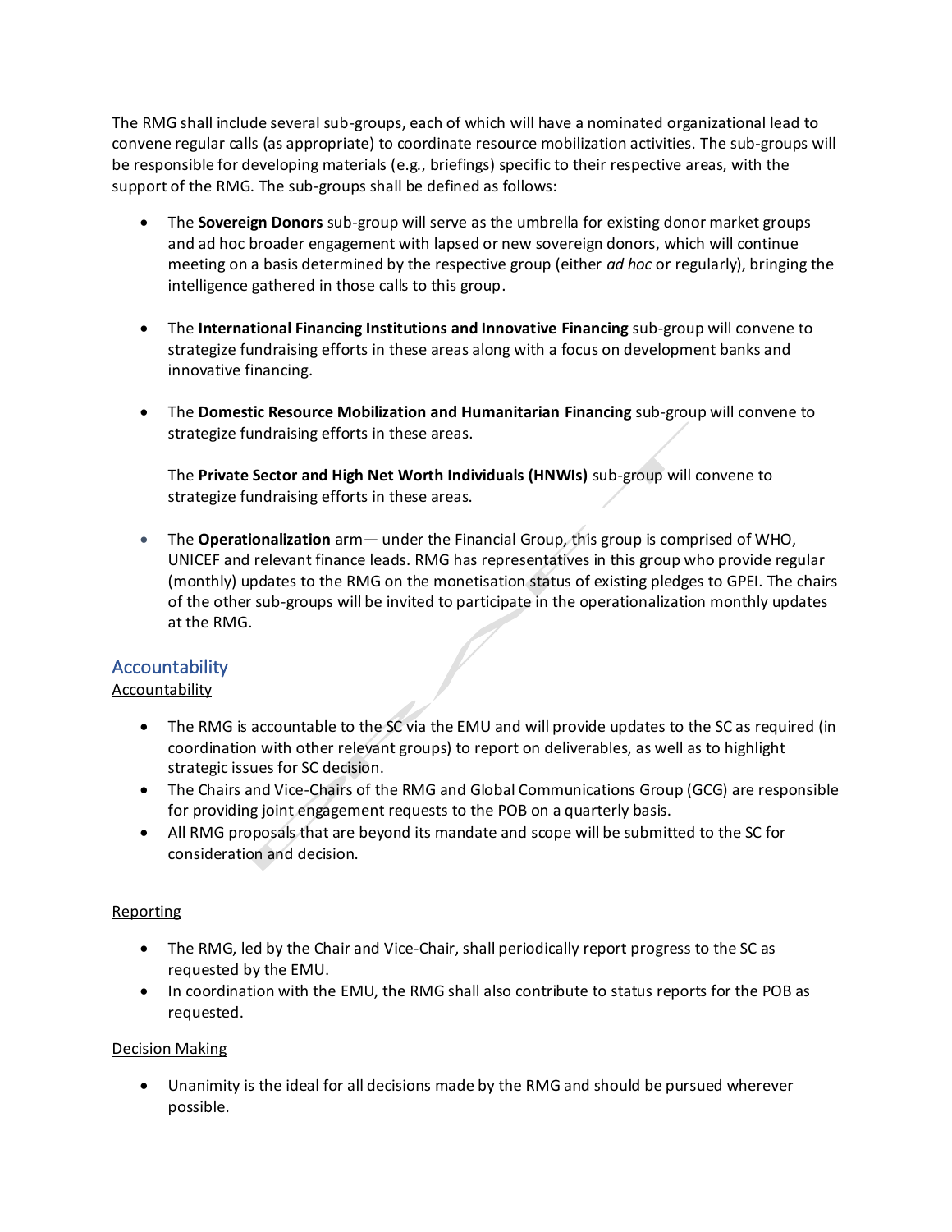The RMG shall include several sub-groups, each of which will have a nominated organizational lead to convene regular calls (as appropriate) to coordinate resource mobilization activities. The sub-groups will be responsible for developing materials (e.g., briefings) specific to their respective areas, with the support of the RMG. The sub-groups shall be defined as follows:

- The **Sovereign Donors** sub-group will serve as the umbrella for existing donor market groups and ad hoc broader engagement with lapsed or new sovereign donors, which will continue meeting on a basis determined by the respective group (either *ad hoc* or regularly), bringing the intelligence gathered in those calls to this group.

- The **International Financing Institutions and Innovative Financing** sub-group will convene to strategize fundraising efforts in these areas along with a focus on development banks and innovative financing.

- The **Domestic Resource Mobilization and Humanitarian Financing** sub-group will convene to strategize fundraising efforts in these areas.

  The **Private Sector and High Net Worth Individuals (HNWIs)** sub-group will convene to strategize fundraising efforts in these areas.

- The **Operationalization** arm— under the Financial Group, this group is comprised of WHO, UNICEF and relevant finance leads. RMG has representatives in this group who provide regular (monthly) updates to the RMG on the monetisation status of existing pledges to GPEI. The chairs of the other sub-groups will be invited to participate in the operationalization monthly updates at the RMG.

## Accountability

<u>Accountability</u>

- The RMG is accountable to the SC via the EMU and will provide updates to the SC as required (in coordination with other relevant groups) to report on deliverables, as well as to highlight strategic issues for SC decision.
- The Chairs and Vice-Chairs of the RMG and Global Communications Group (GCG) are responsible for providing joint engagement requests to the POB on a quarterly basis.
- All RMG proposals that are beyond its mandate and scope will be submitted to the SC for consideration and decision.

<u>Reporting</u>

- The RMG, led by the Chair and Vice-Chair, shall periodically report progress to the SC as requested by the EMU.
- In coordination with the EMU, the RMG shall also contribute to status reports for the POB as requested.

<u>Decision Making</u>

- Unanimity is the ideal for all decisions made by the RMG and should be pursued wherever possible.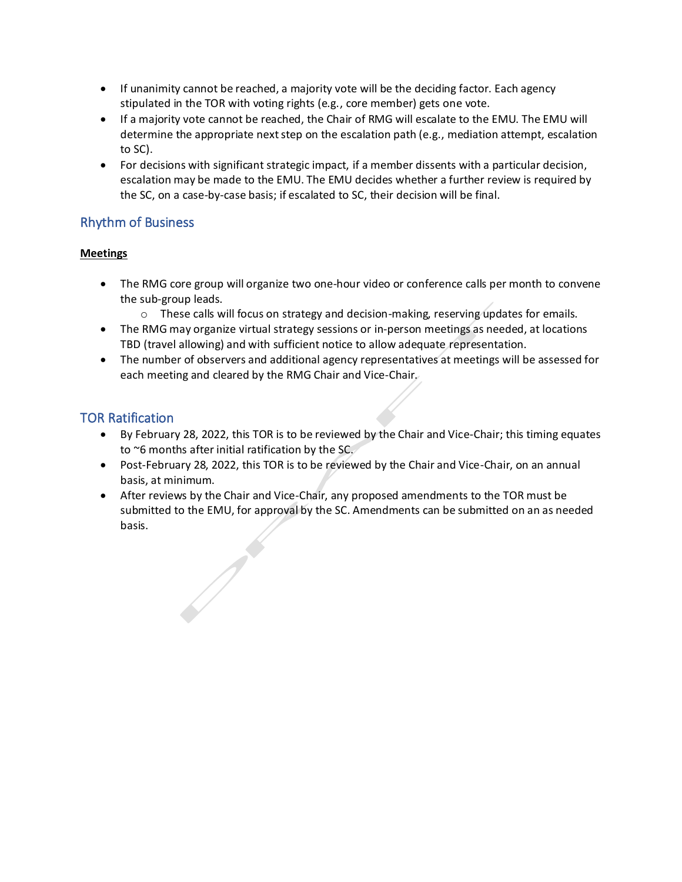- If unanimity cannot be reached, a majority vote will be the deciding factor. Each agency stipulated in the TOR with voting rights (e.g., core member) gets one vote.
- If a majority vote cannot be reached, the Chair of RMG will escalate to the EMU. The EMU will determine the appropriate next step on the escalation path (e.g., mediation attempt, escalation to SC).
- For decisions with significant strategic impact, if a member dissents with a particular decision, escalation may be made to the EMU. The EMU decides whether a further review is required by the SC, on a case-by-case basis; if escalated to SC, their decision will be final.

## Rhythm of Business

**Meetings**

- The RMG core group will organize two one-hour video or conference calls per month to convene the sub-group leads.
  - These calls will focus on strategy and decision-making, reserving updates for emails.
- The RMG may organize virtual strategy sessions or in-person meetings as needed, at locations TBD (travel allowing) and with sufficient notice to allow adequate representation.
- The number of observers and additional agency representatives at meetings will be assessed for each meeting and cleared by the RMG Chair and Vice-Chair.

## TOR Ratification

- By February 28, 2022, this TOR is to be reviewed by the Chair and Vice-Chair; this timing equates to ~6 months after initial ratification by the SC.
- Post-February 28, 2022, this TOR is to be reviewed by the Chair and Vice-Chair, on an annual basis, at minimum.
- After reviews by the Chair and Vice-Chair, any proposed amendments to the TOR must be submitted to the EMU, for approval by the SC. Amendments can be submitted on an as needed basis.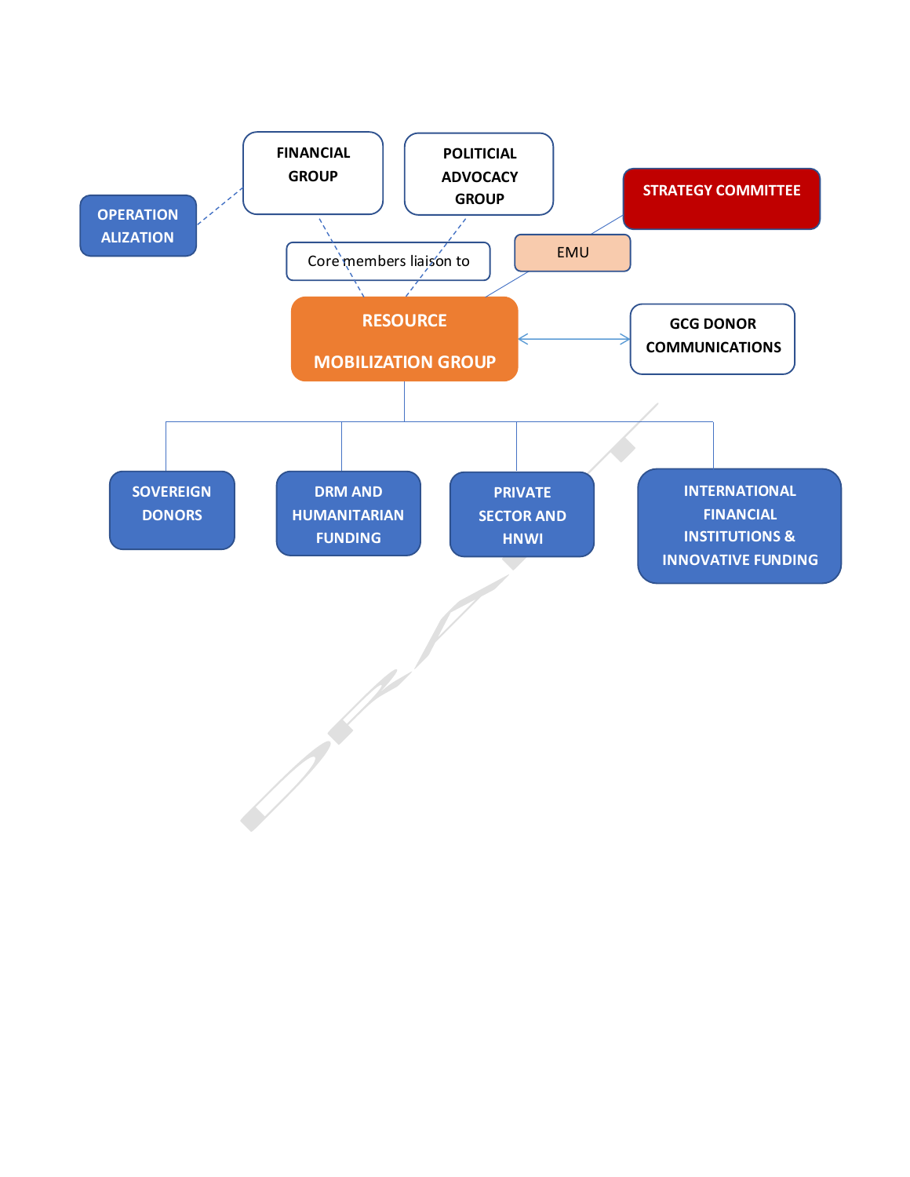FINANCIAL GROUP

POLITICIAL ADVOCACY GROUP

STRATEGY COMMITTEE

OPERATION ALIZATION

Core members liaison to

EMU

RESOURCE MOBILIZATION GROUP

GCG DONOR COMMUNICATIONS

SOVEREIGN DONORS

DRM AND HUMANITARIAN FUNDING

PRIVATE SECTOR AND HNWI

INTERNATIONAL FINANCIAL INSTITUTIONS & INNOVATIVE FUNDING